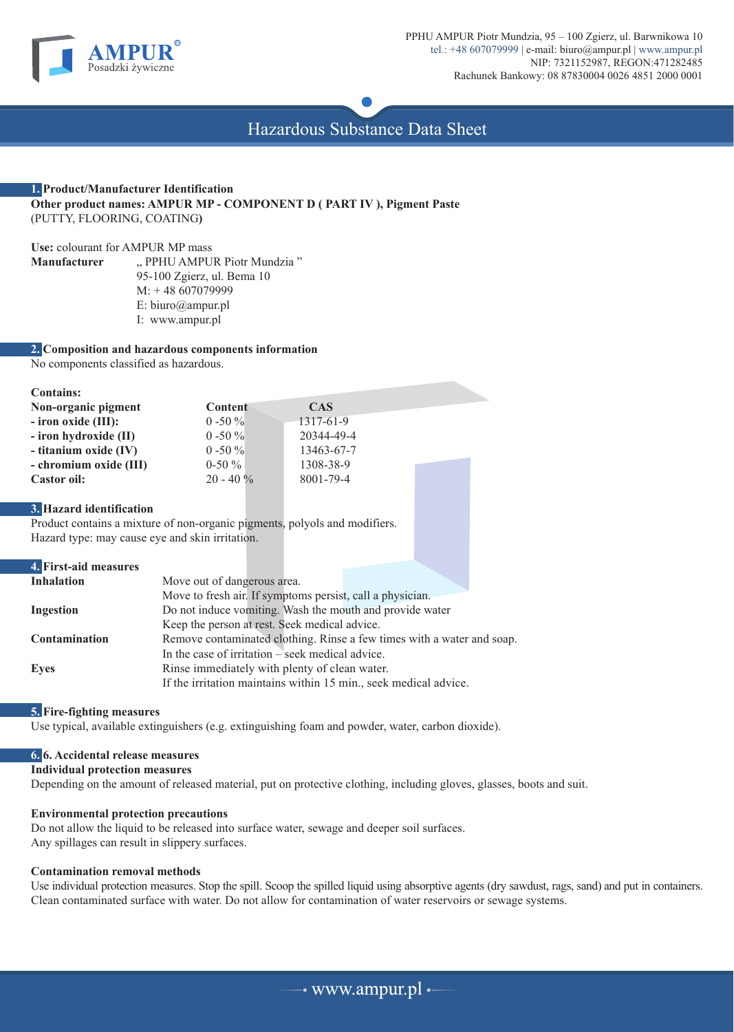PPHU AMPUR Piotr Mundzia, 95 – 100 Zgierz, ul. Barwnikowa 10
tel.: +48 607079999 | e-mail: biuro@ampur.pl | www.ampur.pl
NIP: 7321152987, REGON:471282485
Rachunek Bankowy: 08 87830004 0026 4851 2000 0001

# Hazardous Substance Data Sheet

## 1. Product/Manufacturer Identification

**Other product names: AMPUR MP - COMPONENT D ( PART IV ), Pigment Paste** (PUTTY, FLOORING, COATING**)**

**Use:** colourant for AMPUR MP mass

**Manufacturer** „ PPHU AMPUR Piotr Mundzia ”
95-100 Zgierz, ul. Bema 10
M: + 48 607079999
E: biuro@ampur.pl
I: www.ampur.pl

## 2. Composition and hazardous components information

No components classified as hazardous.

**Contains:**

| **Non-organic pigment** | **Content** | **CAS** |
|---|---|---|
| **- iron oxide (III):** | 0 -50 % | 1317-61-9 |
| **- iron hydroxide (II)** | 0 -50 % | 20344-49-4 |
| **- titanium oxide (IV)** | 0 -50 % | 13463-67-7 |
| **- chromium oxide (III)** | 0-50 % | 1308-38-9 |
| **Castor oil:** | 20 - 40 % | 8001-79-4 |

## 3. Hazard identification

Product contains a mixture of non-organic pigments, polyols and modifiers.
Hazard type: may cause eye and skin irritation.

## 4. First-aid measures

**Inhalation** Move out of dangerous area.
Move to fresh air. If symptoms persist, call a physician.

**Ingestion** Do not induce vomiting. Wash the mouth and provide water
Keep the person at rest. Seek medical advice.

**Contamination** Remove contaminated clothing. Rinse a few times with a water and soap.
In the case of irritation – seek medical advice.

**Eyes** Rinse immediately with plenty of clean water.
If the irritation maintains within 15 min., seek medical advice.

## 5. Fire-fighting measures

Use typical, available extinguishers (e.g. extinguishing foam and powder, water, carbon dioxide).

## 6. 6. Accidental release measures

**Individual protection measures**

Depending on the amount of released material, put on protective clothing, including gloves, glasses, boots and suit.

**Environmental protection precautions**

Do not allow the liquid to be released into surface water, sewage and deeper soil surfaces.
Any spillages can result in slippery surfaces.

**Contamination removal methods**

Use individual protection measures. Stop the spill. Scoop the spilled liquid using absorptive agents (dry sawdust, rags, sand) and put in containers. Clean contaminated surface with water. Do not allow for contamination of water reservoirs or sewage systems.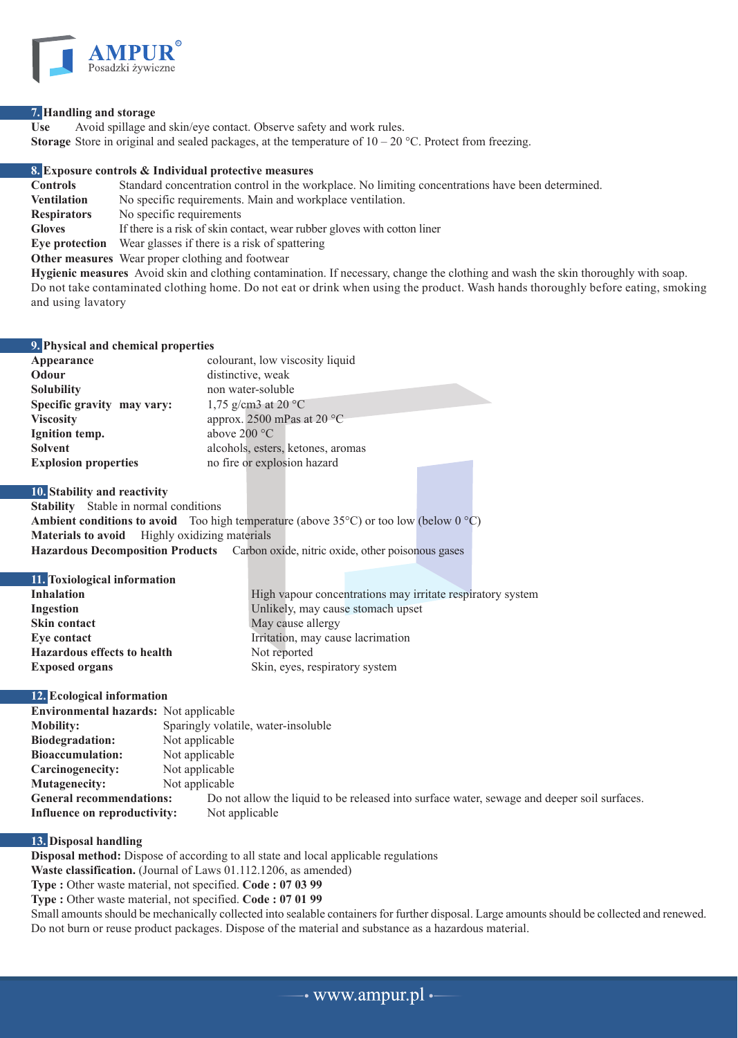## 7. Handling and storage

**Use** Avoid spillage and skin/eye contact. Observe safety and work rules.
**Storage** Store in original and sealed packages, at the temperature of 10 – 20 °C. Protect from freezing.

## 8. Exposure controls & Individual protective measures

**Controls** Standard concentration control in the workplace. No limiting concentrations have been determined.
**Ventilation** No specific requirements. Main and workplace ventilation.
**Respirators** No specific requirements
**Gloves** If there is a risk of skin contact, wear rubber gloves with cotton liner
**Eye protection** Wear glasses if there is a risk of spattering
**Other measures** Wear proper clothing and footwear
**Hygienic measures** Avoid skin and clothing contamination. If necessary, change the clothing and wash the skin thoroughly with soap. Do not take contaminated clothing home. Do not eat or drink when using the product. Wash hands thoroughly before eating, smoking and using lavatory

## 9. Physical and chemical properties

| | |
|---|---|
| **Appearance** | colourant, low viscosity liquid |
| **Odour** | distinctive, weak |
| **Solubility** | non water-soluble |
| **Specific gravity may vary:** | 1,75 g/cm3 at 20 °C |
| **Viscosity** | approx. 2500 mPas at 20 °C |
| **Ignition temp.** | above 200 °C |
| **Solvent** | alcohols, esters, ketones, aromas |
| **Explosion properties** | no fire or explosion hazard |

## 10. Stability and reactivity

**Stability** Stable in normal conditions
**Ambient conditions to avoid** Too high temperature (above 35°C) or too low (below 0 °C)
**Materials to avoid** Highly oxidizing materials
**Hazardous Decomposition Products** Carbon oxide, nitric oxide, other poisonous gases

## 11. Toxiological information

| | |
|---|---|
| **Inhalation** | High vapour concentrations may irritate respiratory system |
| **Ingestion** | Unlikely, may cause stomach upset |
| **Skin contact** | May cause allergy |
| **Eye contact** | Irritation, may cause lacrimation |
| **Hazardous effects to health** | Not reported |
| **Exposed organs** | Skin, eyes, respiratory system |

## 12. Ecological information

| | |
|---|---|
| **Environmental hazards:** | Not applicable |
| **Mobility:** | Sparingly volatile, water-insoluble |
| **Biodegradation:** | Not applicable |
| **Bioaccumulation:** | Not applicable |
| **Carcinogenecity:** | Not applicable |
| **Mutagenecity:** | Not applicable |
| **General recommendations:** | Do not allow the liquid to be released into surface water, sewage and deeper soil surfaces. |
| **Influence on reproductivity:** | Not applicable |

## 13. Disposal handling

**Disposal method:** Dispose of according to all state and local applicable regulations
**Waste classification.** (Journal of Laws 01.112.1206, as amended)
**Type :** Other waste material, not specified. **Code : 07 03 99**
**Type :** Other waste material, not specified. **Code : 07 01 99**
Small amounts should be mechanically collected into sealable containers for further disposal. Large amounts should be collected and renewed. Do not burn or reuse product packages. Dispose of the material and substance as a hazardous material.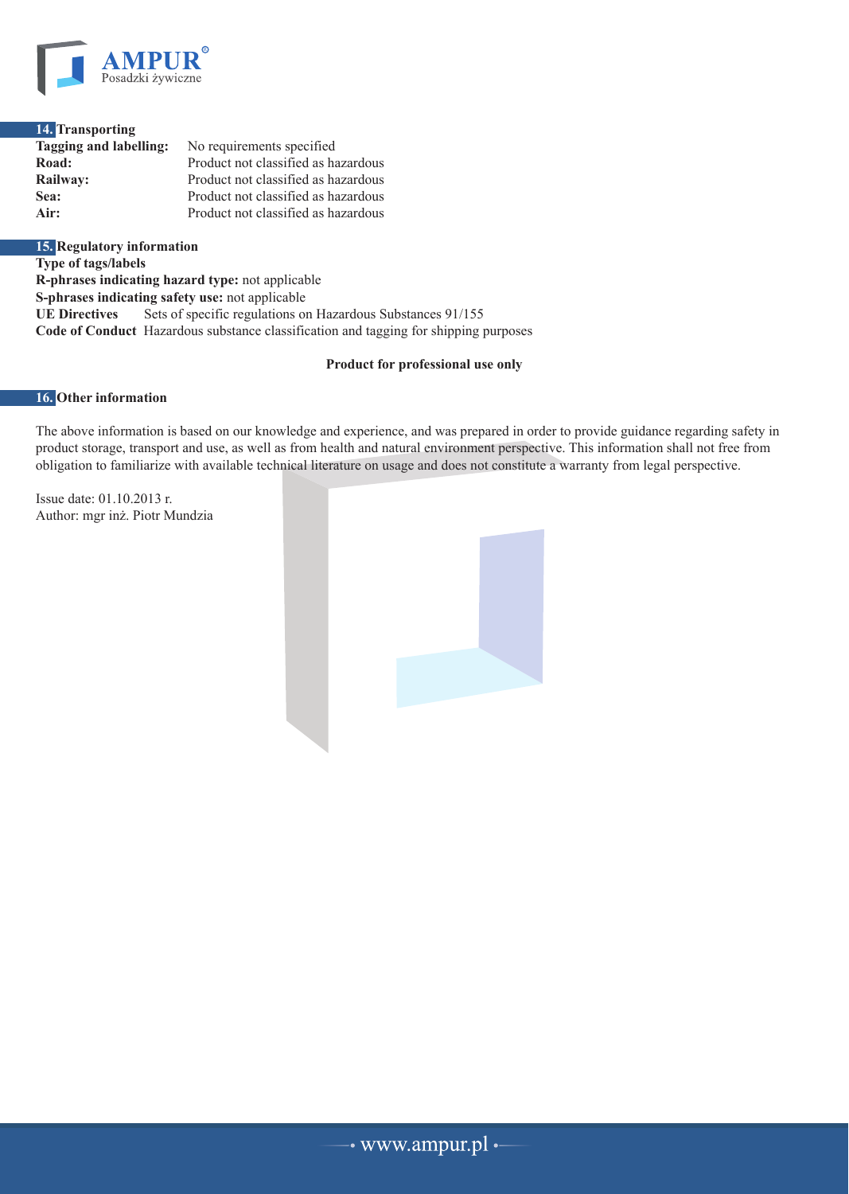## 14. Transporting

| | |
|---|---|
| **Tagging and labelling:** | No requirements specified |
| **Road:** | Product not classified as hazardous |
| **Railway:** | Product not classified as hazardous |
| **Sea:** | Product not classified as hazardous |
| **Air:** | Product not classified as hazardous |

## 15. Regulatory information

**Type of tags/labels**

**R-phrases indicating hazard type:** not applicable

**S-phrases indicating safety use:** not applicable

**UE Directives** Sets of specific regulations on Hazardous Substances 91/155

**Code of Conduct** Hazardous substance classification and tagging for shipping purposes

**Product for professional use only**

## 16. Other information

The above information is based on our knowledge and experience, and was prepared in order to provide guidance regarding safety in product storage, transport and use, as well as from health and natural environment perspective. This information shall not free from obligation to familiarize with available technical literature on usage and does not constitute a warranty from legal perspective.

Issue date: 01.10.2013 r.
Author: mgr inż. Piotr Mundzia